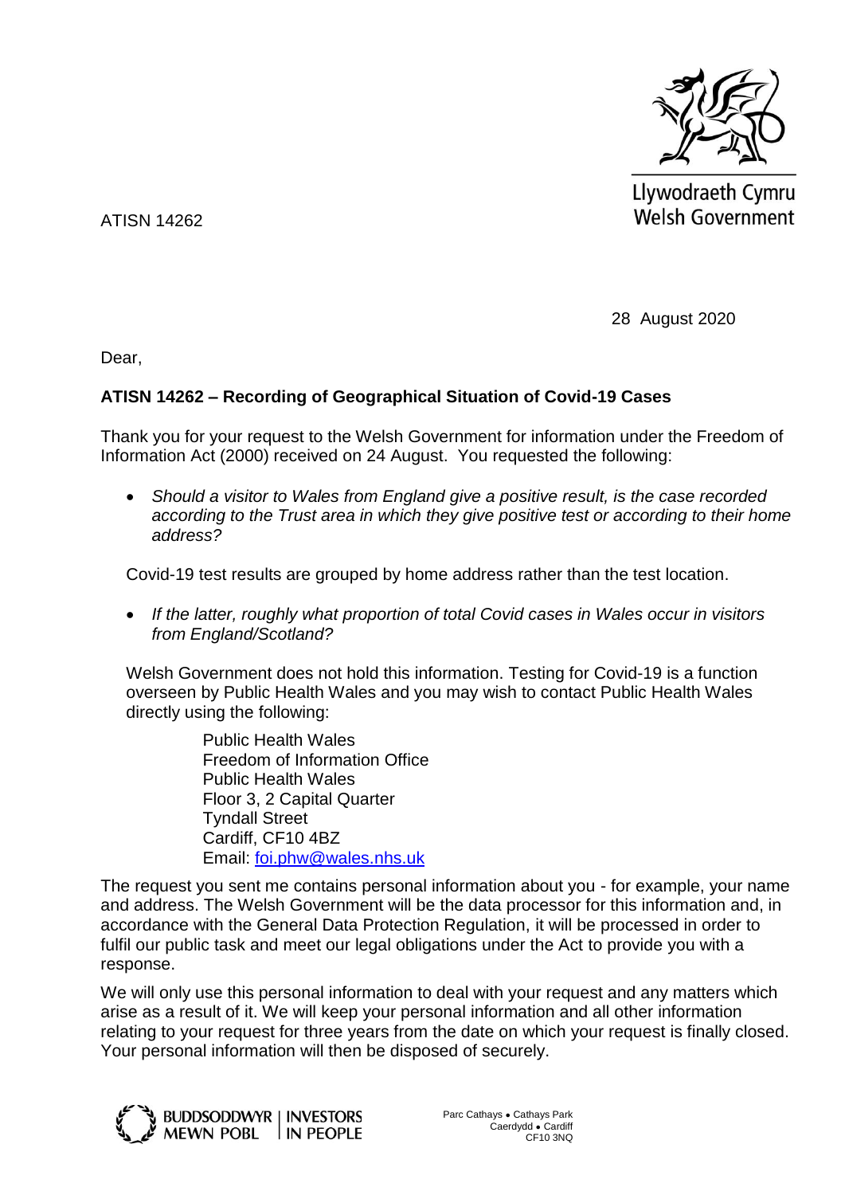Llywodraeth Cymru
Welsh Government

ATISN 14262

28 August 2020

Dear,

**ATISN 14262 – Recording of Geographical Situation of Covid-19 Cases**

Thank you for your request to the Welsh Government for information under the Freedom of Information Act (2000) received on 24 August. You requested the following:

- *Should a visitor to Wales from England give a positive result, is the case recorded according to the Trust area in which they give positive test or according to their home address?*

Covid-19 test results are grouped by home address rather than the test location.

- *If the latter, roughly what proportion of total Covid cases in Wales occur in visitors from England/Scotland?*

Welsh Government does not hold this information. Testing for Covid-19 is a function overseen by Public Health Wales and you may wish to contact Public Health Wales directly using the following:

Public Health Wales
Freedom of Information Office
Public Health Wales
Floor 3, 2 Capital Quarter
Tyndall Street
Cardiff, CF10 4BZ
Email: foi.phw@wales.nhs.uk

The request you sent me contains personal information about you - for example, your name and address. The Welsh Government will be the data processor for this information and, in accordance with the General Data Protection Regulation, it will be processed in order to fulfil our public task and meet our legal obligations under the Act to provide you with a response.

We will only use this personal information to deal with your request and any matters which arise as a result of it. We will keep your personal information and all other information relating to your request for three years from the date on which your request is finally closed. Your personal information will then be disposed of securely.

BUDDSODDWYR MEWN POBL | INVESTORS IN PEOPLE

Parc Cathays ● Cathays Park
Caerdydd ● Cardiff
CF10 3NQ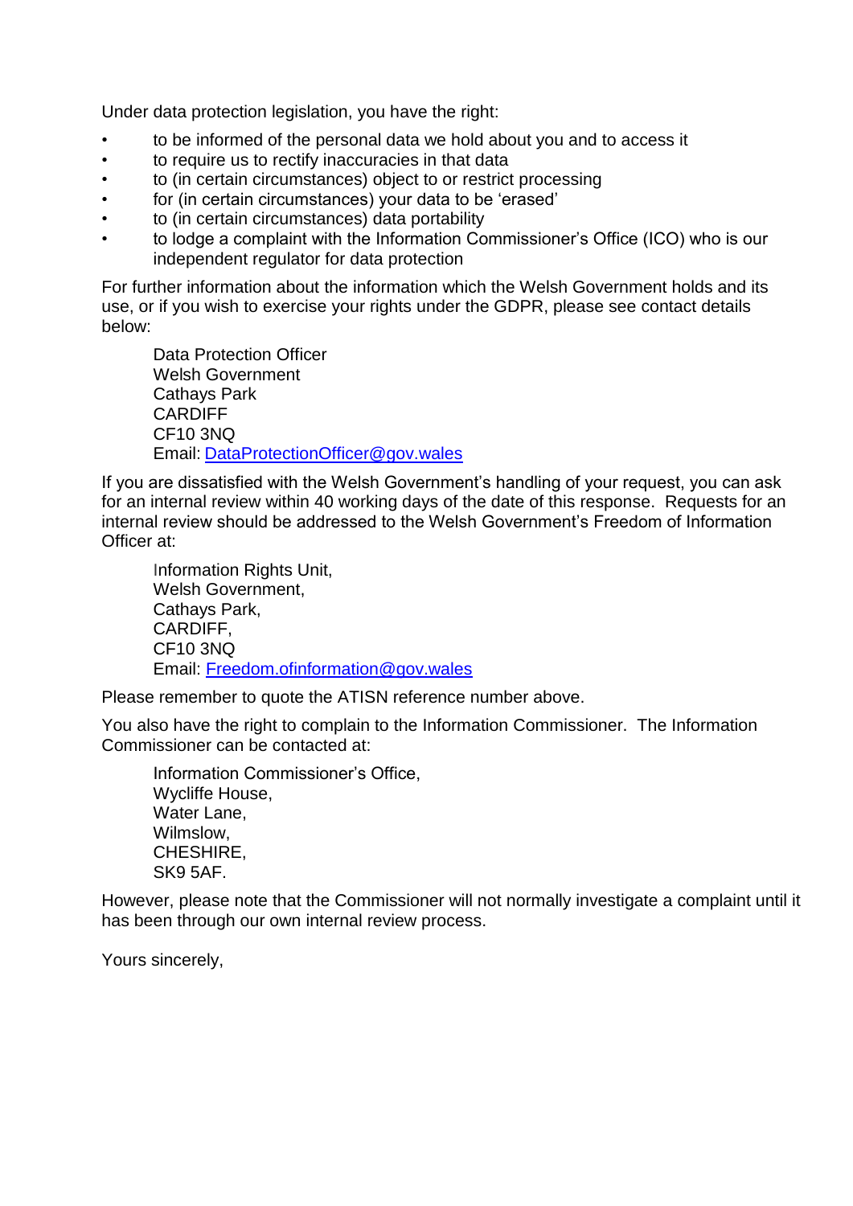Under data protection legislation, you have the right:

- to be informed of the personal data we hold about you and to access it
- to require us to rectify inaccuracies in that data
- to (in certain circumstances) object to or restrict processing
- for (in certain circumstances) your data to be 'erased'
- to (in certain circumstances) data portability
- to lodge a complaint with the Information Commissioner's Office (ICO) who is our independent regulator for data protection

For further information about the information which the Welsh Government holds and its use, or if you wish to exercise your rights under the GDPR, please see contact details below:

Data Protection Officer
Welsh Government
Cathays Park
CARDIFF
CF10 3NQ
Email: DataProtectionOfficer@gov.wales

If you are dissatisfied with the Welsh Government's handling of your request, you can ask for an internal review within 40 working days of the date of this response. Requests for an internal review should be addressed to the Welsh Government's Freedom of Information Officer at:

Information Rights Unit,
Welsh Government,
Cathays Park,
CARDIFF,
CF10 3NQ
Email: Freedom.ofinformation@gov.wales

Please remember to quote the ATISN reference number above.

You also have the right to complain to the Information Commissioner. The Information Commissioner can be contacted at:

Information Commissioner's Office,
Wycliffe House,
Water Lane,
Wilmslow,
CHESHIRE,
SK9 5AF.

However, please note that the Commissioner will not normally investigate a complaint until it has been through our own internal review process.

Yours sincerely,